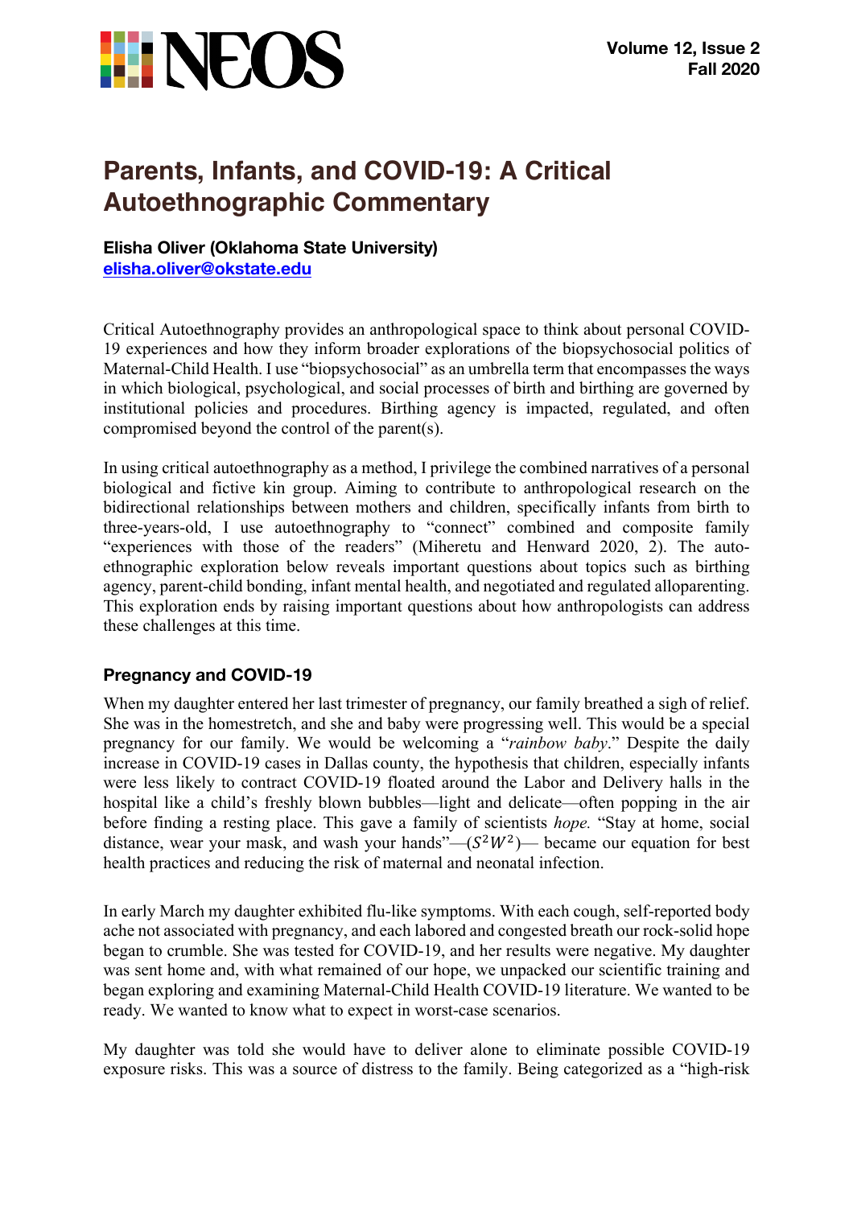# Parents, Infants, and COVID-19: A Critical Autoethnographic Commentary

**Elisha Oliver (Oklahoma State University)**
elisha.oliver@okstate.edu

Critical Autoethnography provides an anthropological space to think about personal COVID-19 experiences and how they inform broader explorations of the biopsychosocial politics of Maternal-Child Health. I use "biopsychosocial" as an umbrella term that encompasses the ways in which biological, psychological, and social processes of birth and birthing are governed by institutional policies and procedures. Birthing agency is impacted, regulated, and often compromised beyond the control of the parent(s).

In using critical autoethnography as a method, I privilege the combined narratives of a personal biological and fictive kin group. Aiming to contribute to anthropological research on the bidirectional relationships between mothers and children, specifically infants from birth to three-years-old, I use autoethnography to "connect" combined and composite family "experiences with those of the readers" (Miheretu and Henward 2020, 2). The auto-ethnographic exploration below reveals important questions about topics such as birthing agency, parent-child bonding, infant mental health, and negotiated and regulated alloparenting. This exploration ends by raising important questions about how anthropologists can address these challenges at this time.

## Pregnancy and COVID-19

When my daughter entered her last trimester of pregnancy, our family breathed a sigh of relief. She was in the homestretch, and she and baby were progressing well. This would be a special pregnancy for our family. We would be welcoming a "*rainbow baby*." Despite the daily increase in COVID-19 cases in Dallas county, the hypothesis that children, especially infants were less likely to contract COVID-19 floated around the Labor and Delivery halls in the hospital like a child's freshly blown bubbles—light and delicate—often popping in the air before finding a resting place. This gave a family of scientists *hope.* "Stay at home, social distance, wear your mask, and wash your hands"—($S^2W^2$)— became our equation for best health practices and reducing the risk of maternal and neonatal infection.

In early March my daughter exhibited flu-like symptoms. With each cough, self-reported body ache not associated with pregnancy, and each labored and congested breath our rock-solid hope began to crumble. She was tested for COVID-19, and her results were negative. My daughter was sent home and, with what remained of our hope, we unpacked our scientific training and began exploring and examining Maternal-Child Health COVID-19 literature. We wanted to be ready. We wanted to know what to expect in worst-case scenarios.

My daughter was told she would have to deliver alone to eliminate possible COVID-19 exposure risks. This was a source of distress to the family. Being categorized as a "high-risk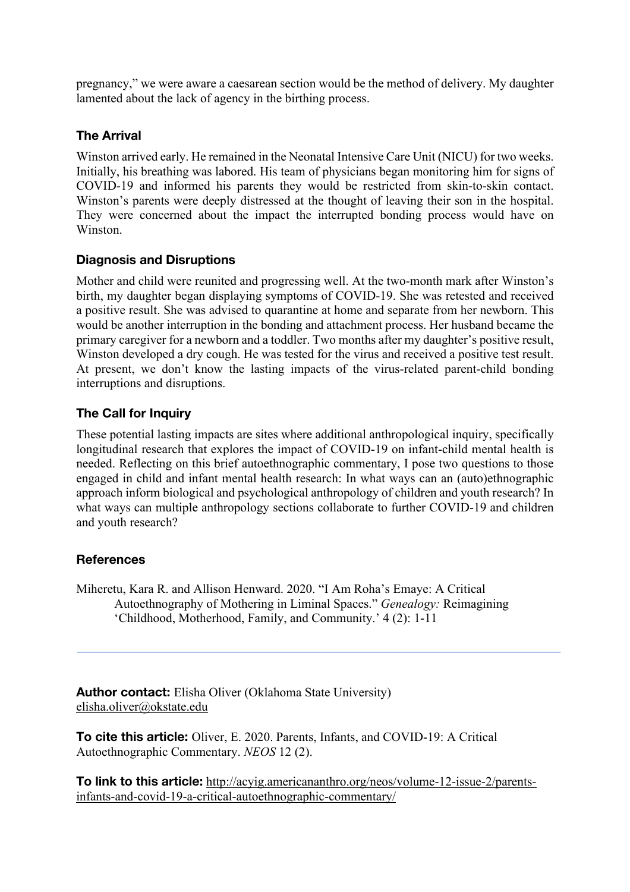pregnancy," we were aware a caesarean section would be the method of delivery. My daughter lamented about the lack of agency in the birthing process.

### The Arrival

Winston arrived early. He remained in the Neonatal Intensive Care Unit (NICU) for two weeks. Initially, his breathing was labored. His team of physicians began monitoring him for signs of COVID-19 and informed his parents they would be restricted from skin-to-skin contact. Winston's parents were deeply distressed at the thought of leaving their son in the hospital. They were concerned about the impact the interrupted bonding process would have on Winston.

### Diagnosis and Disruptions

Mother and child were reunited and progressing well. At the two-month mark after Winston's birth, my daughter began displaying symptoms of COVID-19. She was retested and received a positive result. She was advised to quarantine at home and separate from her newborn. This would be another interruption in the bonding and attachment process. Her husband became the primary caregiver for a newborn and a toddler. Two months after my daughter's positive result, Winston developed a dry cough. He was tested for the virus and received a positive test result. At present, we don't know the lasting impacts of the virus-related parent-child bonding interruptions and disruptions.

### The Call for Inquiry

These potential lasting impacts are sites where additional anthropological inquiry, specifically longitudinal research that explores the impact of COVID-19 on infant-child mental health is needed. Reflecting on this brief autoethnographic commentary, I pose two questions to those engaged in child and infant mental health research: In what ways can an (auto)ethnographic approach inform biological and psychological anthropology of children and youth research? In what ways can multiple anthropology sections collaborate to further COVID-19 and children and youth research?

### References

Miheretu, Kara R. and Allison Henward. 2020. "I Am Roha's Emaye: A Critical Autoethnography of Mothering in Liminal Spaces." *Genealogy:* Reimagining 'Childhood, Motherhood, Family, and Community.' 4 (2): 1-11

---

**Author contact:** Elisha Oliver (Oklahoma State University)
elisha.oliver@okstate.edu

**To cite this article:** Oliver, E. 2020. Parents, Infants, and COVID-19: A Critical Autoethnographic Commentary. *NEOS* 12 (2).

**To link to this article:** http://acyig.americananthro.org/neos/volume-12-issue-2/parents-infants-and-covid-19-a-critical-autoethnographic-commentary/